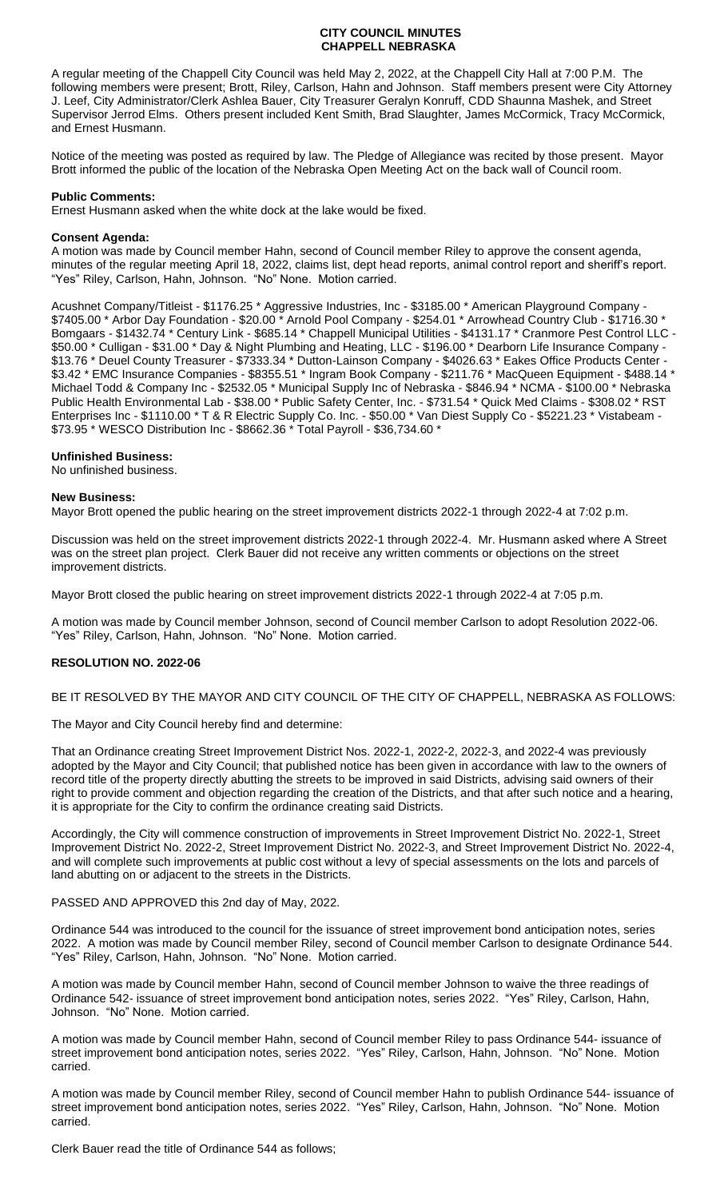# CITY COUNCIL MINUTES
# CHAPPELL NEBRASKA

A regular meeting of the Chappell City Council was held May 2, 2022, at the Chappell City Hall at 7:00 P.M. The following members were present; Brott, Riley, Carlson, Hahn and Johnson. Staff members present were City Attorney J. Leef, City Administrator/Clerk Ashlea Bauer, City Treasurer Geralyn Konruff, CDD Shaunna Mashek, and Street Supervisor Jerrod Elms. Others present included Kent Smith, Brad Slaughter, James McCormick, Tracy McCormick, and Ernest Husmann.

Notice of the meeting was posted as required by law. The Pledge of Allegiance was recited by those present. Mayor Brott informed the public of the location of the Nebraska Open Meeting Act on the back wall of Council room.

**Public Comments:**
Ernest Husmann asked when the white dock at the lake would be fixed.

**Consent Agenda:**
A motion was made by Council member Hahn, second of Council member Riley to approve the consent agenda, minutes of the regular meeting April 18, 2022, claims list, dept head reports, animal control report and sheriff's report. "Yes" Riley, Carlson, Hahn, Johnson. "No" None. Motion carried.

Acushnet Company/Titleist - $1176.25 * Aggressive Industries, Inc - $3185.00 * American Playground Company - $7405.00 * Arbor Day Foundation - $20.00 * Arnold Pool Company - $254.01 * Arrowhead Country Club - $1716.30 * Bomgaars - $1432.74 * Century Link - $685.14 * Chappell Municipal Utilities - $4131.17 * Cranmore Pest Control LLC - $50.00 * Culligan - $31.00 * Day & Night Plumbing and Heating, LLC - $196.00 * Dearborn Life Insurance Company - $13.76 * Deuel County Treasurer - $7333.34 * Dutton-Lainson Company - $4026.63 * Eakes Office Products Center - $3.42 * EMC Insurance Companies - $8355.51 * Ingram Book Company - $211.76 * MacQueen Equipment - $488.14 * Michael Todd & Company Inc - $2532.05 * Municipal Supply Inc of Nebraska - $846.94 * NCMA - $100.00 * Nebraska Public Health Environmental Lab - $38.00 * Public Safety Center, Inc. - $731.54 * Quick Med Claims - $308.02 * RST Enterprises Inc - $1110.00 * T & R Electric Supply Co. Inc. - $50.00 * Van Diest Supply Co - $5221.23 * Vistabeam - $73.95 * WESCO Distribution Inc - $8662.36 * Total Payroll - $36,734.60 *

**Unfinished Business:**
No unfinished business.

**New Business:**
Mayor Brott opened the public hearing on the street improvement districts 2022-1 through 2022-4 at 7:02 p.m.

Discussion was held on the street improvement districts 2022-1 through 2022-4. Mr. Husmann asked where A Street was on the street plan project. Clerk Bauer did not receive any written comments or objections on the street improvement districts.

Mayor Brott closed the public hearing on street improvement districts 2022-1 through 2022-4 at 7:05 p.m.

A motion was made by Council member Johnson, second of Council member Carlson to adopt Resolution 2022-06. "Yes" Riley, Carlson, Hahn, Johnson. "No" None. Motion carried.

**RESOLUTION NO. 2022-06**

BE IT RESOLVED BY THE MAYOR AND CITY COUNCIL OF THE CITY OF CHAPPELL, NEBRASKA AS FOLLOWS:

The Mayor and City Council hereby find and determine:

That an Ordinance creating Street Improvement District Nos. 2022-1, 2022-2, 2022-3, and 2022-4 was previously adopted by the Mayor and City Council; that published notice has been given in accordance with law to the owners of record title of the property directly abutting the streets to be improved in said Districts, advising said owners of their right to provide comment and objection regarding the creation of the Districts, and that after such notice and a hearing, it is appropriate for the City to confirm the ordinance creating said Districts.

Accordingly, the City will commence construction of improvements in Street Improvement District No. 2022-1, Street Improvement District No. 2022-2, Street Improvement District No. 2022-3, and Street Improvement District No. 2022-4, and will complete such improvements at public cost without a levy of special assessments on the lots and parcels of land abutting on or adjacent to the streets in the Districts.

PASSED AND APPROVED this 2nd day of May, 2022.

Ordinance 544 was introduced to the council for the issuance of street improvement bond anticipation notes, series 2022. A motion was made by Council member Riley, second of Council member Carlson to designate Ordinance 544. "Yes" Riley, Carlson, Hahn, Johnson. "No" None. Motion carried.

A motion was made by Council member Hahn, second of Council member Johnson to waive the three readings of Ordinance 542- issuance of street improvement bond anticipation notes, series 2022. "Yes" Riley, Carlson, Hahn, Johnson. "No" None. Motion carried.

A motion was made by Council member Hahn, second of Council member Riley to pass Ordinance 544- issuance of street improvement bond anticipation notes, series 2022. "Yes" Riley, Carlson, Hahn, Johnson. "No" None. Motion carried.

A motion was made by Council member Riley, second of Council member Hahn to publish Ordinance 544- issuance of street improvement bond anticipation notes, series 2022. "Yes" Riley, Carlson, Hahn, Johnson. "No" None. Motion carried.

Clerk Bauer read the title of Ordinance 544 as follows;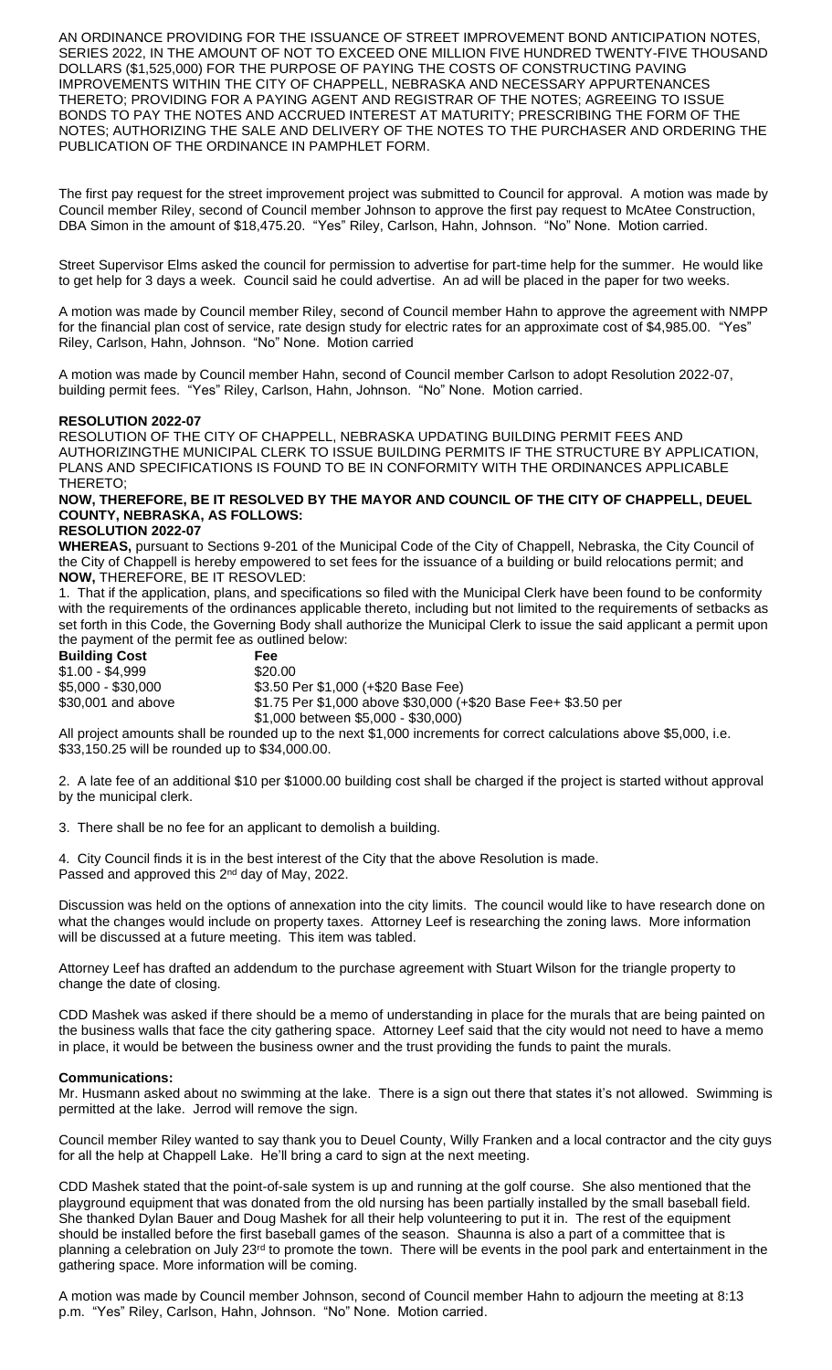AN ORDINANCE PROVIDING FOR THE ISSUANCE OF STREET IMPROVEMENT BOND ANTICIPATION NOTES, SERIES 2022, IN THE AMOUNT OF NOT TO EXCEED ONE MILLION FIVE HUNDRED TWENTY-FIVE THOUSAND DOLLARS ($1,525,000) FOR THE PURPOSE OF PAYING THE COSTS OF CONSTRUCTING PAVING IMPROVEMENTS WITHIN THE CITY OF CHAPPELL, NEBRASKA AND NECESSARY APPURTENANCES THERETO; PROVIDING FOR A PAYING AGENT AND REGISTRAR OF THE NOTES; AGREEING TO ISSUE BONDS TO PAY THE NOTES AND ACCRUED INTEREST AT MATURITY; PRESCRIBING THE FORM OF THE NOTES; AUTHORIZING THE SALE AND DELIVERY OF THE NOTES TO THE PURCHASER AND ORDERING THE PUBLICATION OF THE ORDINANCE IN PAMPHLET FORM.

The first pay request for the street improvement project was submitted to Council for approval. A motion was made by Council member Riley, second of Council member Johnson to approve the first pay request to McAtee Construction, DBA Simon in the amount of $18,475.20. "Yes" Riley, Carlson, Hahn, Johnson. "No" None. Motion carried.

Street Supervisor Elms asked the council for permission to advertise for part-time help for the summer. He would like to get help for 3 days a week. Council said he could advertise. An ad will be placed in the paper for two weeks.

A motion was made by Council member Riley, second of Council member Hahn to approve the agreement with NMPP for the financial plan cost of service, rate design study for electric rates for an approximate cost of $4,985.00. "Yes" Riley, Carlson, Hahn, Johnson. "No" None. Motion carried

A motion was made by Council member Hahn, second of Council member Carlson to adopt Resolution 2022-07, building permit fees. "Yes" Riley, Carlson, Hahn, Johnson. "No" None. Motion carried.

**RESOLUTION 2022-07**

RESOLUTION OF THE CITY OF CHAPPELL, NEBRASKA UPDATING BUILDING PERMIT FEES AND AUTHORIZINGTHE MUNICIPAL CLERK TO ISSUE BUILDING PERMITS IF THE STRUCTURE BY APPLICATION, PLANS AND SPECIFICATIONS IS FOUND TO BE IN CONFORMITY WITH THE ORDINANCES APPLICABLE THERETO;

**NOW, THEREFORE, BE IT RESOLVED BY THE MAYOR AND COUNCIL OF THE CITY OF CHAPPELL, DEUEL COUNTY, NEBRASKA, AS FOLLOWS:**

**RESOLUTION 2022-07**

**WHEREAS,** pursuant to Sections 9-201 of the Municipal Code of the City of Chappell, Nebraska, the City Council of the City of Chappell is hereby empowered to set fees for the issuance of a building or build relocations permit; and

**NOW,** THEREFORE, BE IT RESOVLED:

1. That if the application, plans, and specifications so filed with the Municipal Clerk have been found to be conformity with the requirements of the ordinances applicable thereto, including but not limited to the requirements of setbacks as set forth in this Code, the Governing Body shall authorize the Municipal Clerk to issue the said applicant a permit upon the payment of the permit fee as outlined below:

| Building Cost | Fee |
|---|---|
| $1.00 - $4,999 | $20.00 |
| $5,000 - $30,000 | $3.50 Per $1,000 (+$20 Base Fee) |
| $30,001 and above | $1.75 Per $1,000 above $30,000 (+$20 Base Fee+ $3.50 per $1,000 between $5,000 - $30,000) |

All project amounts shall be rounded up to the next $1,000 increments for correct calculations above $5,000, i.e. $33,150.25 will be rounded up to $34,000.00.

2. A late fee of an additional $10 per $1000.00 building cost shall be charged if the project is started without approval by the municipal clerk.

3. There shall be no fee for an applicant to demolish a building.

4. City Council finds it is in the best interest of the City that the above Resolution is made.

Passed and approved this 2nd day of May, 2022.

Discussion was held on the options of annexation into the city limits. The council would like to have research done on what the changes would include on property taxes. Attorney Leef is researching the zoning laws. More information will be discussed at a future meeting. This item was tabled.

Attorney Leef has drafted an addendum to the purchase agreement with Stuart Wilson for the triangle property to change the date of closing.

CDD Mashek was asked if there should be a memo of understanding in place for the murals that are being painted on the business walls that face the city gathering space. Attorney Leef said that the city would not need to have a memo in place, it would be between the business owner and the trust providing the funds to paint the murals.

**Communications:**

Mr. Husmann asked about no swimming at the lake. There is a sign out there that states it's not allowed. Swimming is permitted at the lake. Jerrod will remove the sign.

Council member Riley wanted to say thank you to Deuel County, Willy Franken and a local contractor and the city guys for all the help at Chappell Lake. He'll bring a card to sign at the next meeting.

CDD Mashek stated that the point-of-sale system is up and running at the golf course. She also mentioned that the playground equipment that was donated from the old nursing has been partially installed by the small baseball field. She thanked Dylan Bauer and Doug Mashek for all their help volunteering to put it in. The rest of the equipment should be installed before the first baseball games of the season. Shaunna is also a part of a committee that is planning a celebration on July 23rd to promote the town. There will be events in the pool park and entertainment in the gathering space. More information will be coming.

A motion was made by Council member Johnson, second of Council member Hahn to adjourn the meeting at 8:13 p.m. "Yes" Riley, Carlson, Hahn, Johnson. "No" None. Motion carried.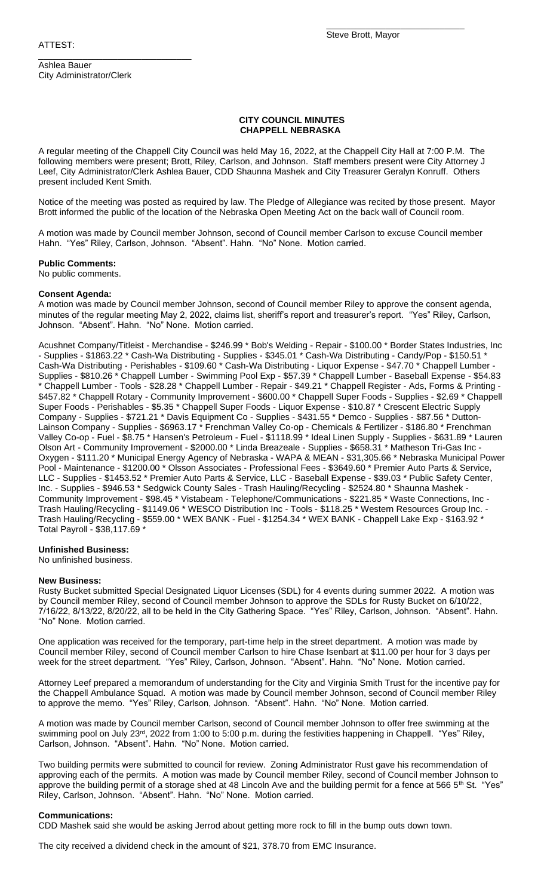\_\_\_\_\_\_\_\_\_\_\_\_\_\_\_\_\_\_\_\_\_\_\_\_\_\_\_\_\_

Steve Brott, Mayor

ATTEST:

\_\_\_\_\_\_\_\_\_\_\_\_\_\_\_\_\_\_\_\_\_\_\_\_\_\_\_\_\_\_\_\_

Ashlea Bauer
City Administrator/Clerk

**CITY COUNCIL MINUTES**
**CHAPPELL NEBRASKA**

A regular meeting of the Chappell City Council was held May 16, 2022, at the Chappell City Hall at 7:00 P.M. The following members were present; Brott, Riley, Carlson, and Johnson. Staff members present were City Attorney J Leef, City Administrator/Clerk Ashlea Bauer, CDD Shaunna Mashek and City Treasurer Geralyn Konruff. Others present included Kent Smith.

Notice of the meeting was posted as required by law. The Pledge of Allegiance was recited by those present. Mayor Brott informed the public of the location of the Nebraska Open Meeting Act on the back wall of Council room.

A motion was made by Council member Johnson, second of Council member Carlson to excuse Council member Hahn. "Yes" Riley, Carlson, Johnson. "Absent". Hahn. "No" None. Motion carried.

**Public Comments:**
No public comments.

**Consent Agenda:**
A motion was made by Council member Johnson, second of Council member Riley to approve the consent agenda, minutes of the regular meeting May 2, 2022, claims list, sheriff's report and treasurer's report. "Yes" Riley, Carlson, Johnson. "Absent". Hahn. "No" None. Motion carried.

Acushnet Company/Titleist - Merchandise - $246.99 * Bob's Welding - Repair - $100.00 * Border States Industries, Inc - Supplies - $1863.22 * Cash-Wa Distributing - Supplies - $345.01 * Cash-Wa Distributing - Candy/Pop - $150.51 * Cash-Wa Distributing - Perishables - $109.60 * Cash-Wa Distributing - Liquor Expense - $47.70 * Chappell Lumber - Supplies - $810.26 * Chappell Lumber - Swimming Pool Exp - $57.39 * Chappell Lumber - Baseball Expense - $54.83 * Chappell Lumber - Tools - $28.28 * Chappell Lumber - Repair - $49.21 * Chappell Register - Ads, Forms & Printing - $457.82 * Chappell Rotary - Community Improvement - $600.00 * Chappell Super Foods - Supplies - $2.69 * Chappell Super Foods - Perishables - $5.35 * Chappell Super Foods - Liquor Expense - $10.87 * Crescent Electric Supply Company - Supplies - $721.21 * Davis Equipment Co - Supplies - $431.55 * Demco - Supplies - $87.56 * Dutton-Lainson Company - Supplies - $6963.17 * Frenchman Valley Co-op - Chemicals & Fertilizer - $186.80 * Frenchman Valley Co-op - Fuel - $8.75 * Hansen's Petroleum - Fuel - $1118.99 * Ideal Linen Supply - Supplies - $631.89 * Lauren Olson Art - Community Improvement - $2000.00 * Linda Breazeale - Supplies - $658.31 * Matheson Tri-Gas Inc - Oxygen - $111.20 * Municipal Energy Agency of Nebraska - WAPA & MEAN - $31,305.66 * Nebraska Municipal Power Pool - Maintenance - $1200.00 * Olsson Associates - Professional Fees - $3649.60 * Premier Auto Parts & Service, LLC - Supplies - $1453.52 * Premier Auto Parts & Service, LLC - Baseball Expense - $39.03 * Public Safety Center, Inc. - Supplies - $946.53 * Sedgwick County Sales - Trash Hauling/Recycling - $2524.80 * Shaunna Mashek - Community Improvement - $98.45 * Vistabeam - Telephone/Communications - $221.85 * Waste Connections, Inc - Trash Hauling/Recycling - $1149.06 * WESCO Distribution Inc - Tools - $118.25 * Western Resources Group Inc. - Trash Hauling/Recycling - $559.00 * WEX BANK - Fuel - $1254.34 * WEX BANK - Chappell Lake Exp - $163.92 * Total Payroll - $38,117.69 *

**Unfinished Business:**
No unfinished business.

**New Business:**
Rusty Bucket submitted Special Designated Liquor Licenses (SDL) for 4 events during summer 2022. A motion was by Council member Riley, second of Council member Johnson to approve the SDLs for Rusty Bucket on 6/10/22, 7/16/22, 8/13/22, 8/20/22, all to be held in the City Gathering Space. "Yes" Riley, Carlson, Johnson. "Absent". Hahn. "No" None. Motion carried.

One application was received for the temporary, part-time help in the street department. A motion was made by Council member Riley, second of Council member Carlson to hire Chase Isenbart at $11.00 per hour for 3 days per week for the street department. "Yes" Riley, Carlson, Johnson. "Absent". Hahn. "No" None. Motion carried.

Attorney Leef prepared a memorandum of understanding for the City and Virginia Smith Trust for the incentive pay for the Chappell Ambulance Squad. A motion was made by Council member Johnson, second of Council member Riley to approve the memo. "Yes" Riley, Carlson, Johnson. "Absent". Hahn. "No" None. Motion carried.

A motion was made by Council member Carlson, second of Council member Johnson to offer free swimming at the swimming pool on July 23rd, 2022 from 1:00 to 5:00 p.m. during the festivities happening in Chappell. "Yes" Riley, Carlson, Johnson. "Absent". Hahn. "No" None. Motion carried.

Two building permits were submitted to council for review. Zoning Administrator Rust gave his recommendation of approving each of the permits. A motion was made by Council member Riley, second of Council member Johnson to approve the building permit of a storage shed at 48 Lincoln Ave and the building permit for a fence at 566 5th St. "Yes" Riley, Carlson, Johnson. "Absent". Hahn. "No" None. Motion carried.

**Communications:**
CDD Mashek said she would be asking Jerrod about getting more rock to fill in the bump outs down town.

The city received a dividend check in the amount of $21, 378.70 from EMC Insurance.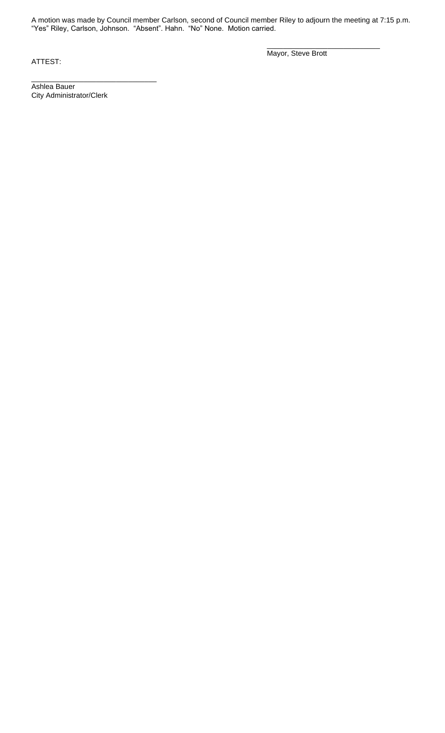A motion was made by Council member Carlson, second of Council member Riley to adjourn the meeting at 7:15 p.m. "Yes" Riley, Carlson, Johnson. "Absent". Hahn. "No" None. Motion carried.

\_\_\_\_\_\_\_\_\_\_\_\_\_\_\_\_\_\_\_\_\_\_\_\_\_\_\_\_
Mayor, Steve Brott

ATTEST:

\_\_\_\_\_\_\_\_\_\_\_\_\_\_\_\_\_\_\_\_\_\_\_\_\_\_\_\_\_\_\_
Ashlea Bauer
City Administrator/Clerk